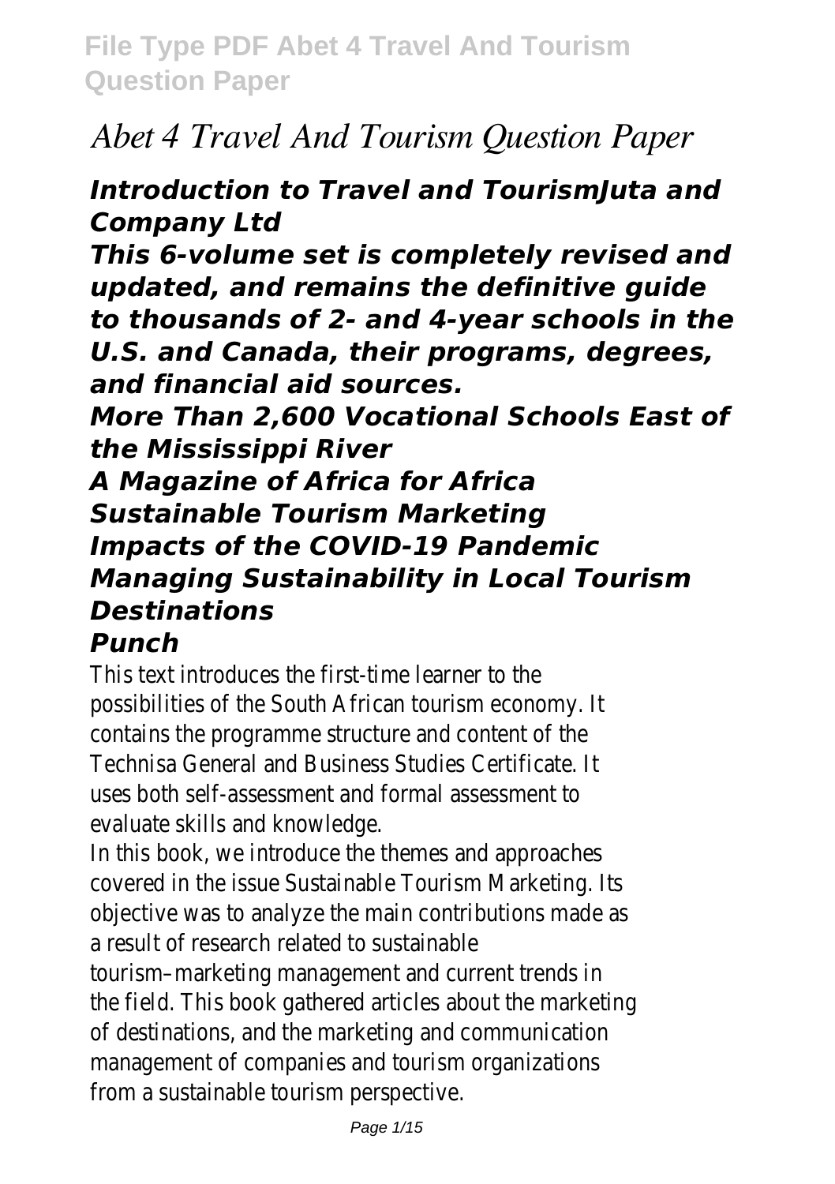# *Abet 4 Travel And Tourism Question Paper*

## ***Introduction to Travel and TourismJuta and Company Ltd***

## ***This 6-volume set is completely revised and updated, and remains the definitive guide to thousands of 2- and 4-year schools in the U.S. and Canada, their programs, degrees, and financial aid sources.***

## ***More Than 2,600 Vocational Schools East of the Mississippi River***

## ***A Magazine of Africa for Africa***

## ***Sustainable Tourism Marketing***

## ***Impacts of the COVID-19 Pandemic***

## ***Managing Sustainability in Local Tourism Destinations***

## ***Punch***

This text introduces the first-time learner to the possibilities of the South African tourism economy. It contains the programme structure and content of the Technisa General and Business Studies Certificate. It uses both self-assessment and formal assessment to evaluate skills and knowledge.

In this book, we introduce the themes and approaches covered in the issue Sustainable Tourism Marketing. Its objective was to analyze the main contributions made as a result of research related to sustainable tourism–marketing management and current trends in the field. This book gathered articles about the marketing of destinations, and the marketing and communication management of companies and tourism organizations from a sustainable tourism perspective.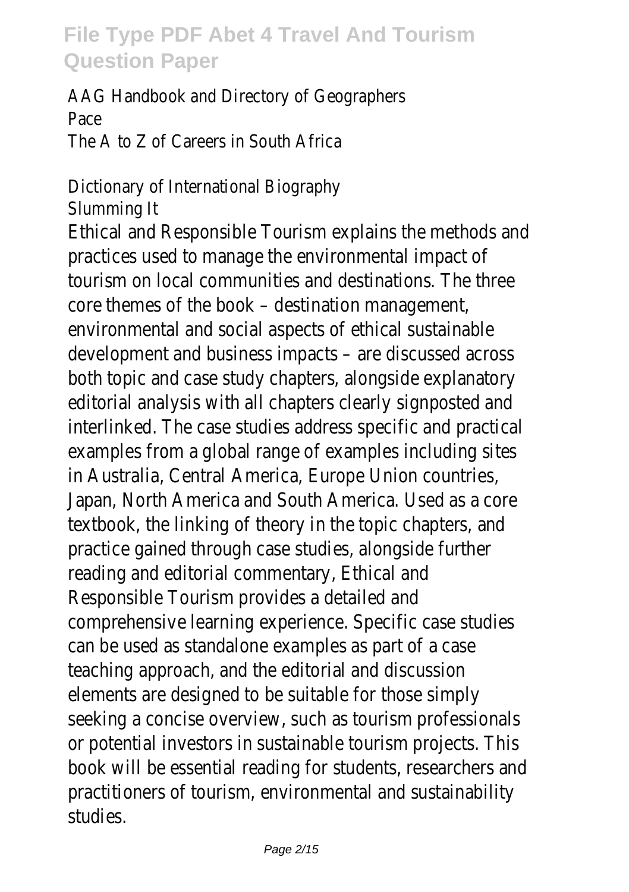AAG Handbook and Directory of Geographers
Pace
The A to Z of Careers in South Africa

Dictionary of International Biography
Slumming It

Ethical and Responsible Tourism explains the methods and practices used to manage the environmental impact of tourism on local communities and destinations. The three core themes of the book – destination management, environmental and social aspects of ethical sustainable development and business impacts – are discussed across both topic and case study chapters, alongside explanatory editorial analysis with all chapters clearly signposted and interlinked. The case studies address specific and practical examples from a global range of examples including sites in Australia, Central America, Europe Union countries, Japan, North America and South America. Used as a core textbook, the linking of theory in the topic chapters, and practice gained through case studies, alongside further reading and editorial commentary, Ethical and Responsible Tourism provides a detailed and comprehensive learning experience. Specific case studies can be used as standalone examples as part of a case teaching approach, and the editorial and discussion elements are designed to be suitable for those simply seeking a concise overview, such as tourism professionals or potential investors in sustainable tourism projects. This book will be essential reading for students, researchers and practitioners of tourism, environmental and sustainability studies.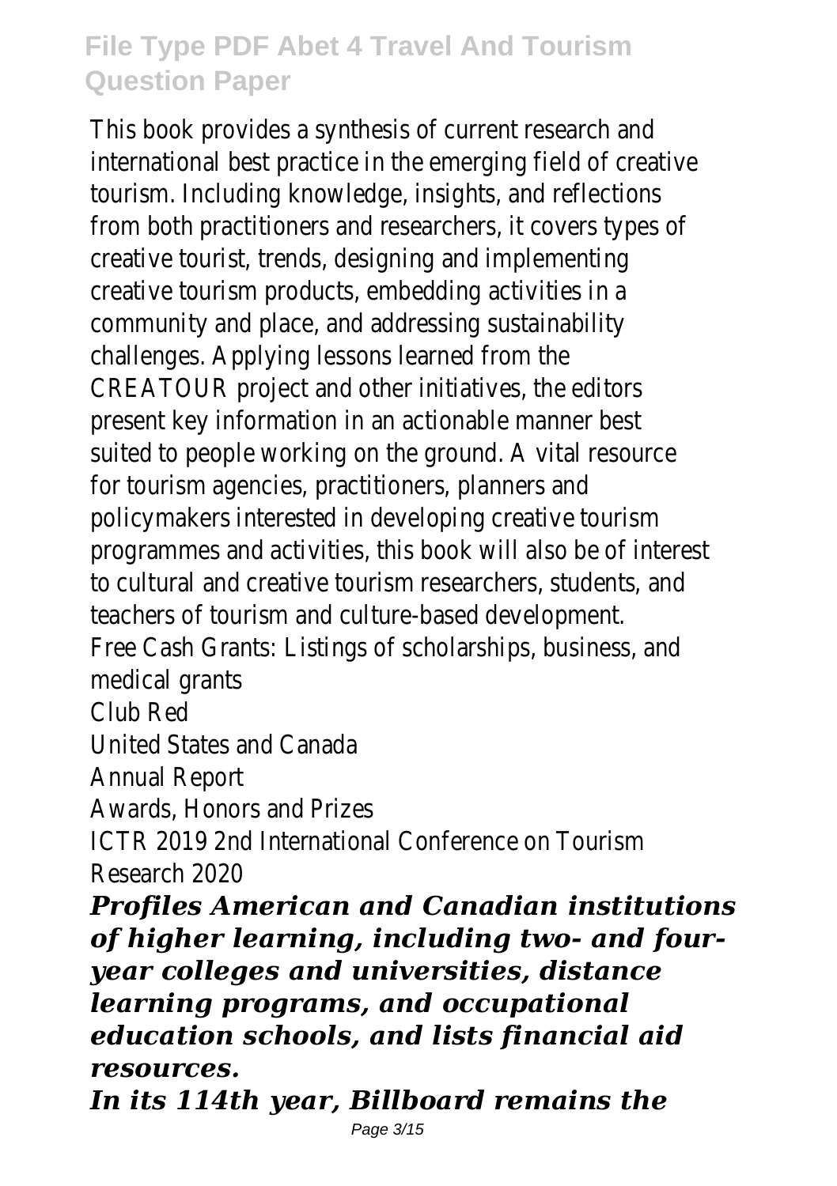This book provides a synthesis of current research and international best practice in the emerging field of creative tourism. Including knowledge, insights, and reflections from both practitioners and researchers, it covers types of creative tourist, trends, designing and implementing creative tourism products, embedding activities in a community and place, and addressing sustainability challenges. Applying lessons learned from the CREATOUR project and other initiatives, the editors present key information in an actionable manner best suited to people working on the ground. A vital resource for tourism agencies, practitioners, planners and policymakers interested in developing creative tourism programmes and activities, this book will also be of interest to cultural and creative tourism researchers, students, and teachers of tourism and culture-based development.

Free Cash Grants: Listings of scholarships, business, and medical grants

Club Red

United States and Canada

Annual Report

Awards, Honors and Prizes

ICTR 2019 2nd International Conference on Tourism Research 2020

***Profiles American and Canadian institutions of higher learning, including two- and four-year colleges and universities, distance learning programs, and occupational education schools, and lists financial aid resources.***

***In its 114th year, Billboard remains the***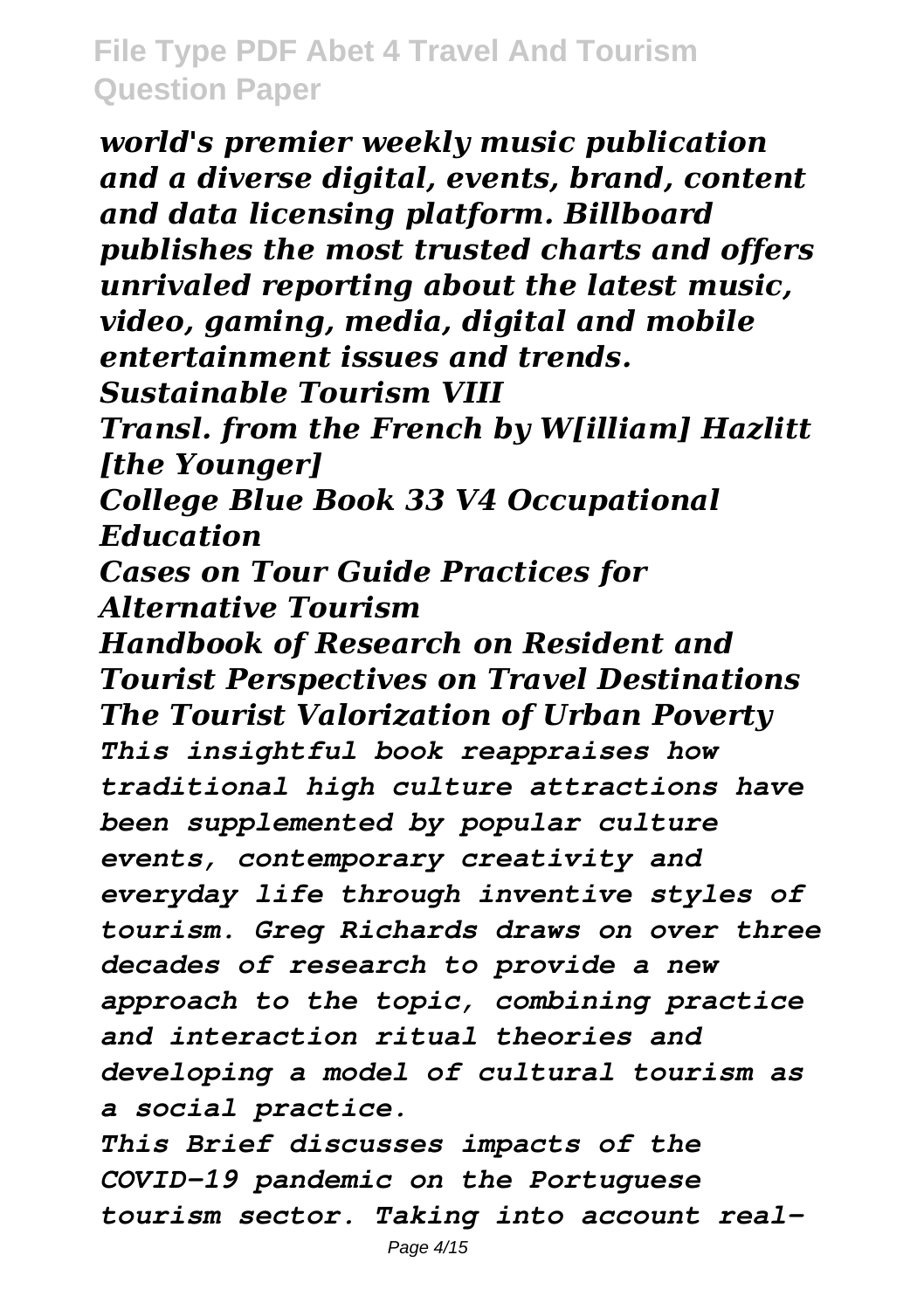*world's premier weekly music publication and a diverse digital, events, brand, content and data licensing platform. Billboard publishes the most trusted charts and offers unrivaled reporting about the latest music, video, gaming, media, digital and mobile entertainment issues and trends.*

***Sustainable Tourism VIII***

***Transl. from the French by W[illiam] Hazlitt [the Younger]***

***College Blue Book 33 V4 Occupational Education***

***Cases on Tour Guide Practices for Alternative Tourism***

***Handbook of Research on Resident and Tourist Perspectives on Travel Destinations***

***The Tourist Valorization of Urban Poverty***

*This insightful book reappraises how traditional high culture attractions have been supplemented by popular culture events, contemporary creativity and everyday life through inventive styles of tourism. Greg Richards draws on over three decades of research to provide a new approach to the topic, combining practice and interaction ritual theories and developing a model of cultural tourism as a social practice.*

*This Brief discusses impacts of the COVID-19 pandemic on the Portuguese tourism sector. Taking into account real-*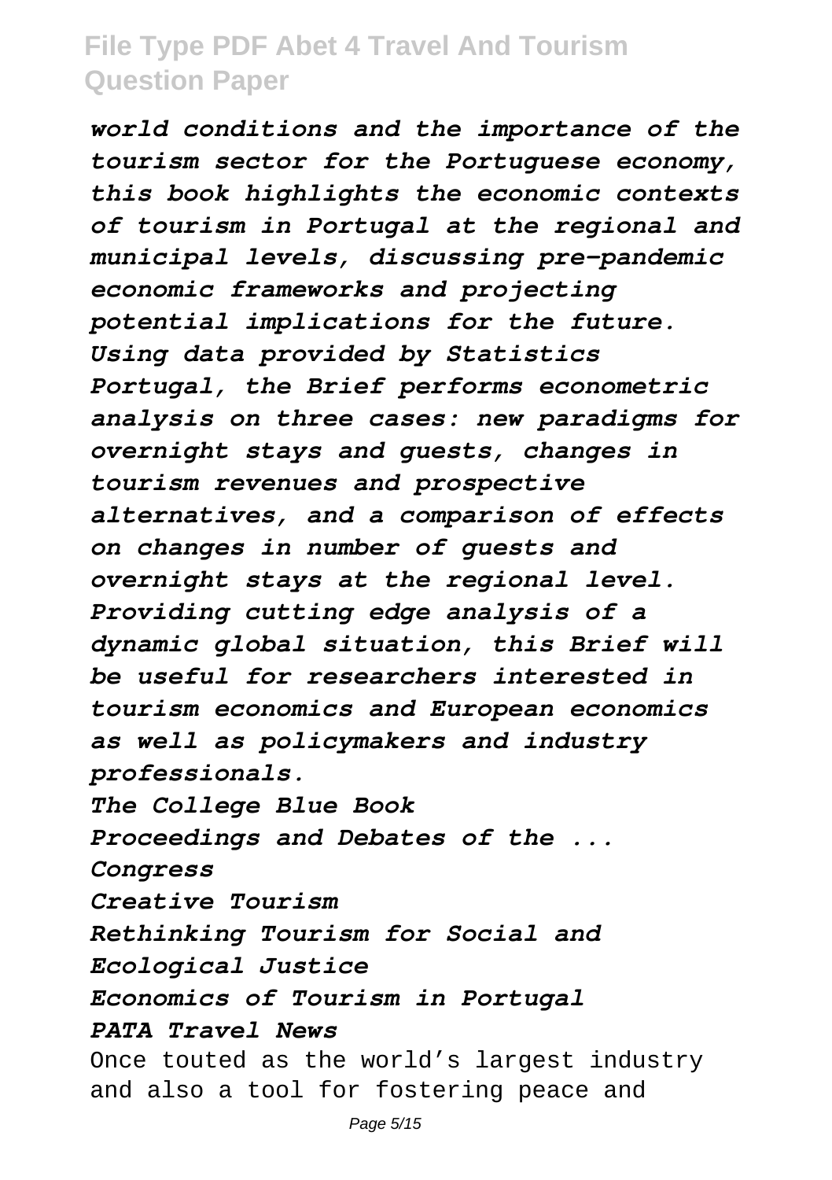*world conditions and the importance of the tourism sector for the Portuguese economy, this book highlights the economic contexts of tourism in Portugal at the regional and municipal levels, discussing pre-pandemic economic frameworks and projecting potential implications for the future. Using data provided by Statistics Portugal, the Brief performs econometric analysis on three cases: new paradigms for overnight stays and guests, changes in tourism revenues and prospective alternatives, and a comparison of effects on changes in number of guests and overnight stays at the regional level. Providing cutting edge analysis of a dynamic global situation, this Brief will be useful for researchers interested in tourism economics and European economics as well as policymakers and industry professionals.*

*The College Blue Book*

*Proceedings and Debates of the ... Congress*

*Creative Tourism*

*Rethinking Tourism for Social and Ecological Justice*

*Economics of Tourism in Portugal*

***PATA Travel News***

Once touted as the world's largest industry and also a tool for fostering peace and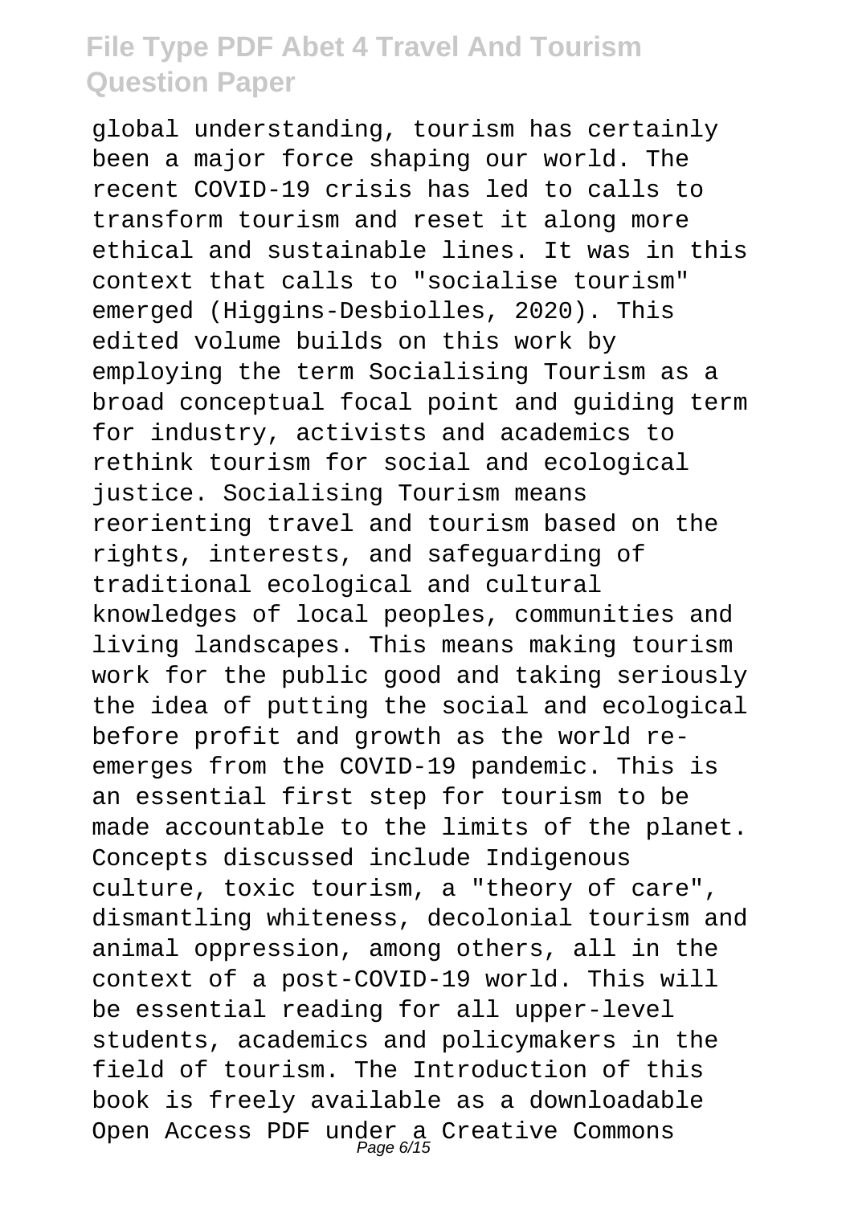global understanding, tourism has certainly been a major force shaping our world. The recent COVID-19 crisis has led to calls to transform tourism and reset it along more ethical and sustainable lines. It was in this context that calls to "socialise tourism" emerged (Higgins-Desbiolles, 2020). This edited volume builds on this work by employing the term Socialising Tourism as a broad conceptual focal point and guiding term for industry, activists and academics to rethink tourism for social and ecological justice. Socialising Tourism means reorienting travel and tourism based on the rights, interests, and safeguarding of traditional ecological and cultural knowledges of local peoples, communities and living landscapes. This means making tourism work for the public good and taking seriously the idea of putting the social and ecological before profit and growth as the world re-emerges from the COVID-19 pandemic. This is an essential first step for tourism to be made accountable to the limits of the planet. Concepts discussed include Indigenous culture, toxic tourism, a "theory of care", dismantling whiteness, decolonial tourism and animal oppression, among others, all in the context of a post-COVID-19 world. This will be essential reading for all upper-level students, academics and policymakers in the field of tourism. The Introduction of this book is freely available as a downloadable Open Access PDF under a Creative Commons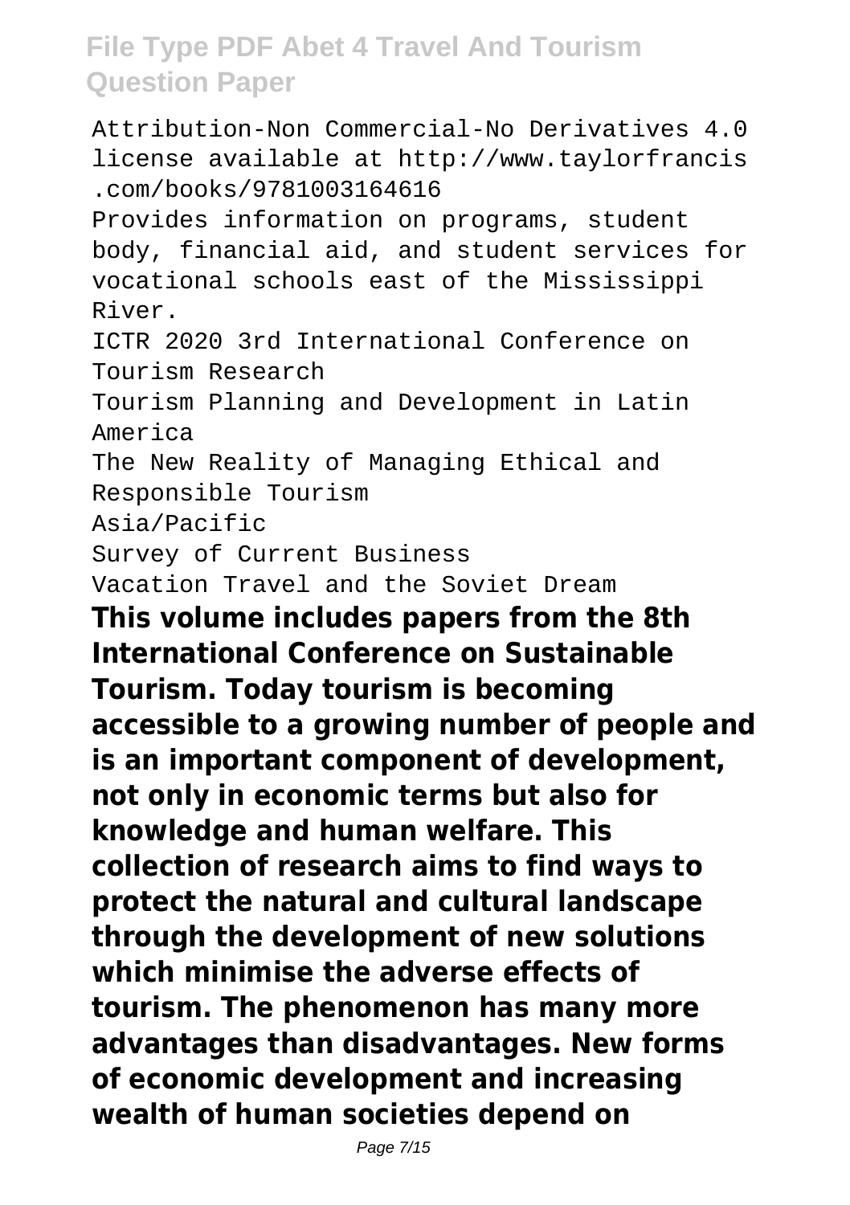Attribution-Non Commercial-No Derivatives 4.0 license available at http://www.taylorfrancis.com/books/9781003164616

Provides information on programs, student body, financial aid, and student services for vocational schools east of the Mississippi River.

ICTR 2020 3rd International Conference on Tourism Research

Tourism Planning and Development in Latin America

The New Reality of Managing Ethical and Responsible Tourism

Asia/Pacific

Survey of Current Business

Vacation Travel and the Soviet Dream

**This volume includes papers from the 8th International Conference on Sustainable Tourism. Today tourism is becoming accessible to a growing number of people and is an important component of development, not only in economic terms but also for knowledge and human welfare. This collection of research aims to find ways to protect the natural and cultural landscape through the development of new solutions which minimise the adverse effects of tourism. The phenomenon has many more advantages than disadvantages. New forms of economic development and increasing wealth of human societies depend on**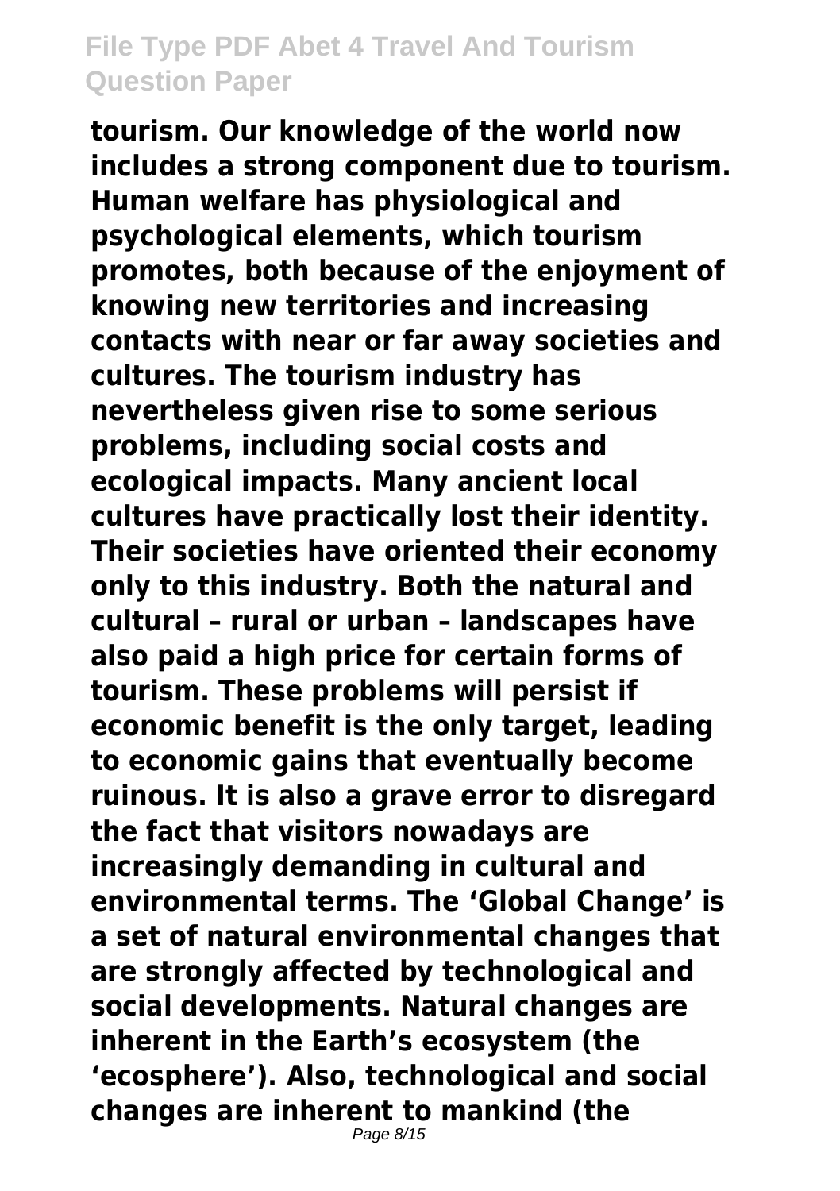**tourism. Our knowledge of the world now includes a strong component due to tourism. Human welfare has physiological and psychological elements, which tourism promotes, both because of the enjoyment of knowing new territories and increasing contacts with near or far away societies and cultures. The tourism industry has nevertheless given rise to some serious problems, including social costs and ecological impacts. Many ancient local cultures have practically lost their identity. Their societies have oriented their economy only to this industry. Both the natural and cultural – rural or urban – landscapes have also paid a high price for certain forms of tourism. These problems will persist if economic benefit is the only target, leading to economic gains that eventually become ruinous. It is also a grave error to disregard the fact that visitors nowadays are increasingly demanding in cultural and environmental terms. The 'Global Change' is a set of natural environmental changes that are strongly affected by technological and social developments. Natural changes are inherent in the Earth's ecosystem (the 'ecosphere'). Also, technological and social changes are inherent to mankind (the**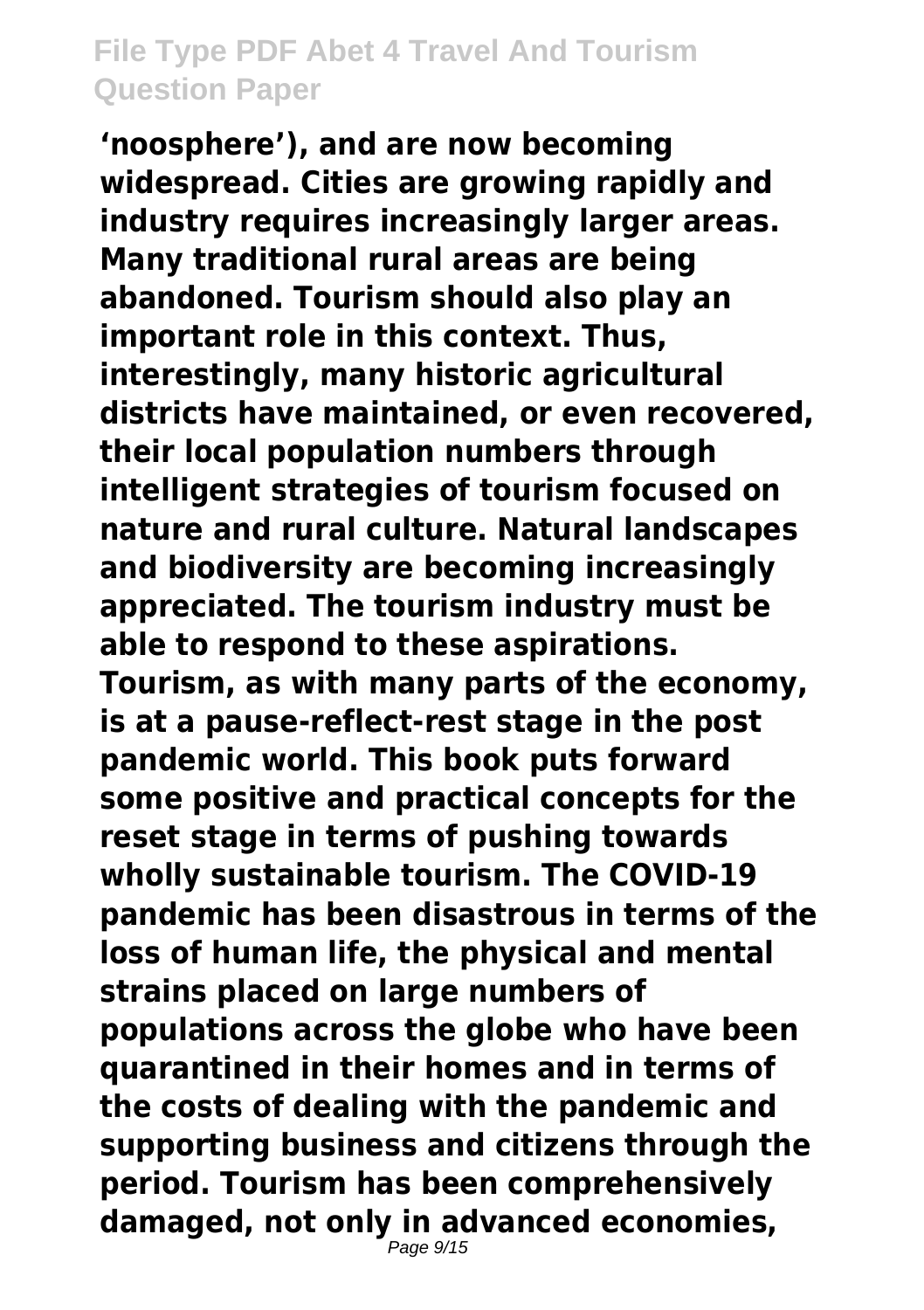**'noosphere'), and are now becoming widespread. Cities are growing rapidly and industry requires increasingly larger areas. Many traditional rural areas are being abandoned. Tourism should also play an important role in this context. Thus, interestingly, many historic agricultural districts have maintained, or even recovered, their local population numbers through intelligent strategies of tourism focused on nature and rural culture. Natural landscapes and biodiversity are becoming increasingly appreciated. The tourism industry must be able to respond to these aspirations.**

**Tourism, as with many parts of the economy, is at a pause-reflect-rest stage in the post pandemic world. This book puts forward some positive and practical concepts for the reset stage in terms of pushing towards wholly sustainable tourism. The COVID-19 pandemic has been disastrous in terms of the loss of human life, the physical and mental strains placed on large numbers of populations across the globe who have been quarantined in their homes and in terms of the costs of dealing with the pandemic and supporting business and citizens through the period. Tourism has been comprehensively damaged, not only in advanced economies,**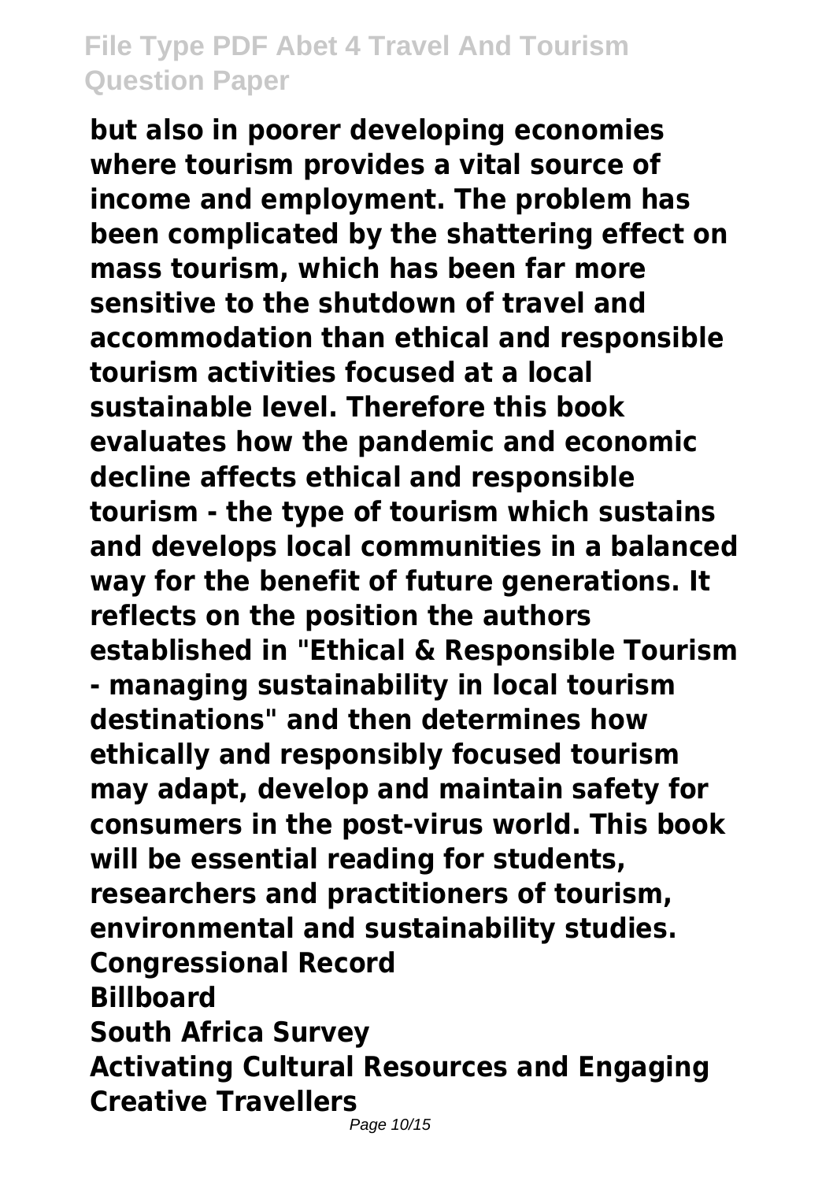**but also in poorer developing economies where tourism provides a vital source of income and employment. The problem has been complicated by the shattering effect on mass tourism, which has been far more sensitive to the shutdown of travel and accommodation than ethical and responsible tourism activities focused at a local sustainable level. Therefore this book evaluates how the pandemic and economic decline affects ethical and responsible tourism - the type of tourism which sustains and develops local communities in a balanced way for the benefit of future generations. It reflects on the position the authors established in "Ethical & Responsible Tourism - managing sustainability in local tourism destinations" and then determines how ethically and responsibly focused tourism may adapt, develop and maintain safety for consumers in the post-virus world. This book will be essential reading for students, researchers and practitioners of tourism, environmental and sustainability studies.**

**Congressional Record**

**Billboard**

**South Africa Survey**

**Activating Cultural Resources and Engaging Creative Travellers**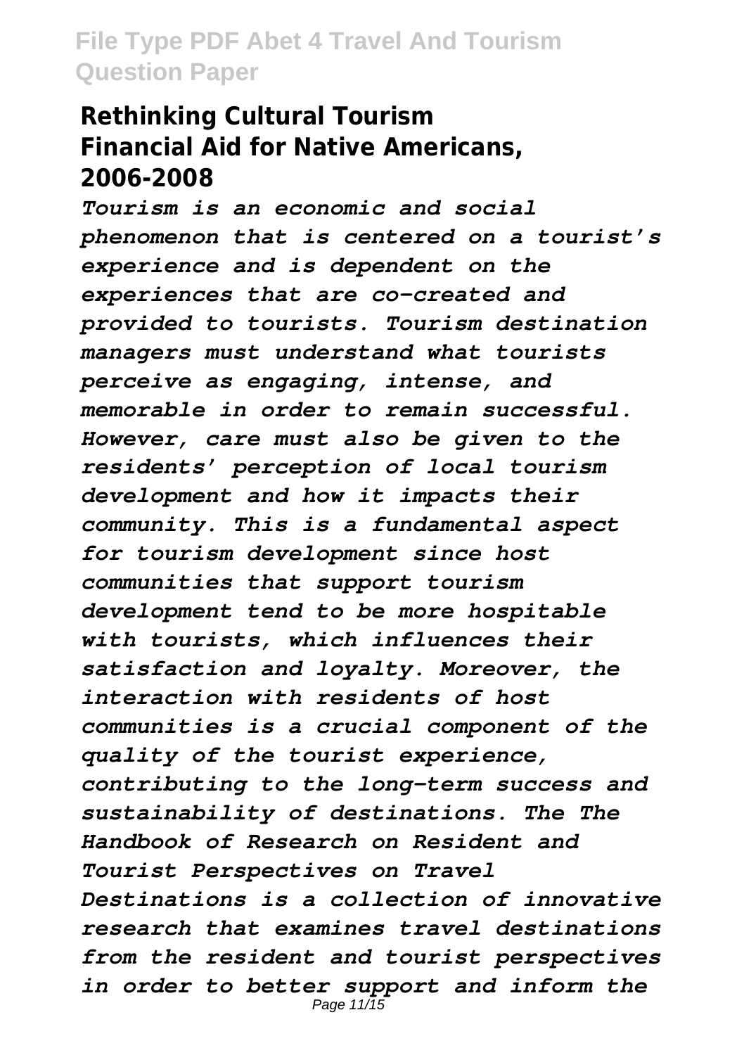## Rethinking Cultural Tourism
## Financial Aid for Native Americans, 2006-2008

*Tourism is an economic and social phenomenon that is centered on a tourist's experience and is dependent on the experiences that are co-created and provided to tourists. Tourism destination managers must understand what tourists perceive as engaging, intense, and memorable in order to remain successful. However, care must also be given to the residents' perception of local tourism development and how it impacts their community. This is a fundamental aspect for tourism development since host communities that support tourism development tend to be more hospitable with tourists, which influences their satisfaction and loyalty. Moreover, the interaction with residents of host communities is a crucial component of the quality of the tourist experience, contributing to the long-term success and sustainability of destinations. The The Handbook of Research on Resident and Tourist Perspectives on Travel Destinations is a collection of innovative research that examines travel destinations from the resident and tourist perspectives in order to better support and inform the*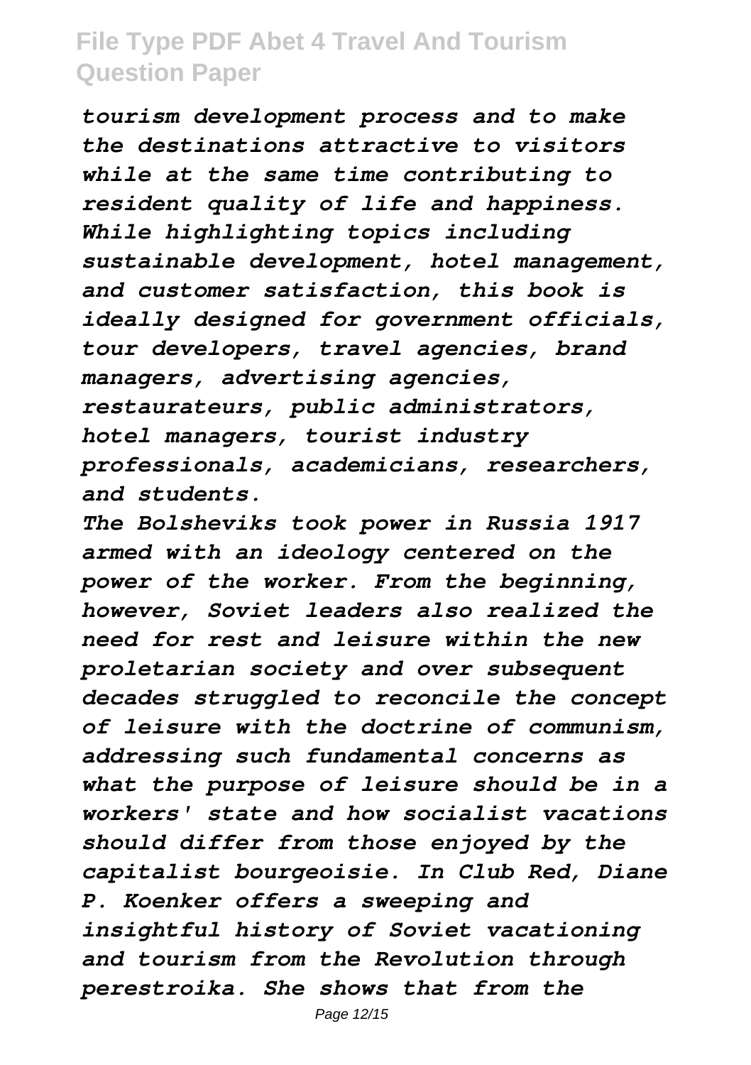*tourism development process and to make the destinations attractive to visitors while at the same time contributing to resident quality of life and happiness. While highlighting topics including sustainable development, hotel management, and customer satisfaction, this book is ideally designed for government officials, tour developers, travel agencies, brand managers, advertising agencies, restaurateurs, public administrators, hotel managers, tourist industry professionals, academicians, researchers, and students.*

*The Bolsheviks took power in Russia 1917 armed with an ideology centered on the power of the worker. From the beginning, however, Soviet leaders also realized the need for rest and leisure within the new proletarian society and over subsequent decades struggled to reconcile the concept of leisure with the doctrine of communism, addressing such fundamental concerns as what the purpose of leisure should be in a workers' state and how socialist vacations should differ from those enjoyed by the capitalist bourgeoisie. In Club Red, Diane P. Koenker offers a sweeping and insightful history of Soviet vacationing and tourism from the Revolution through perestroika. She shows that from the*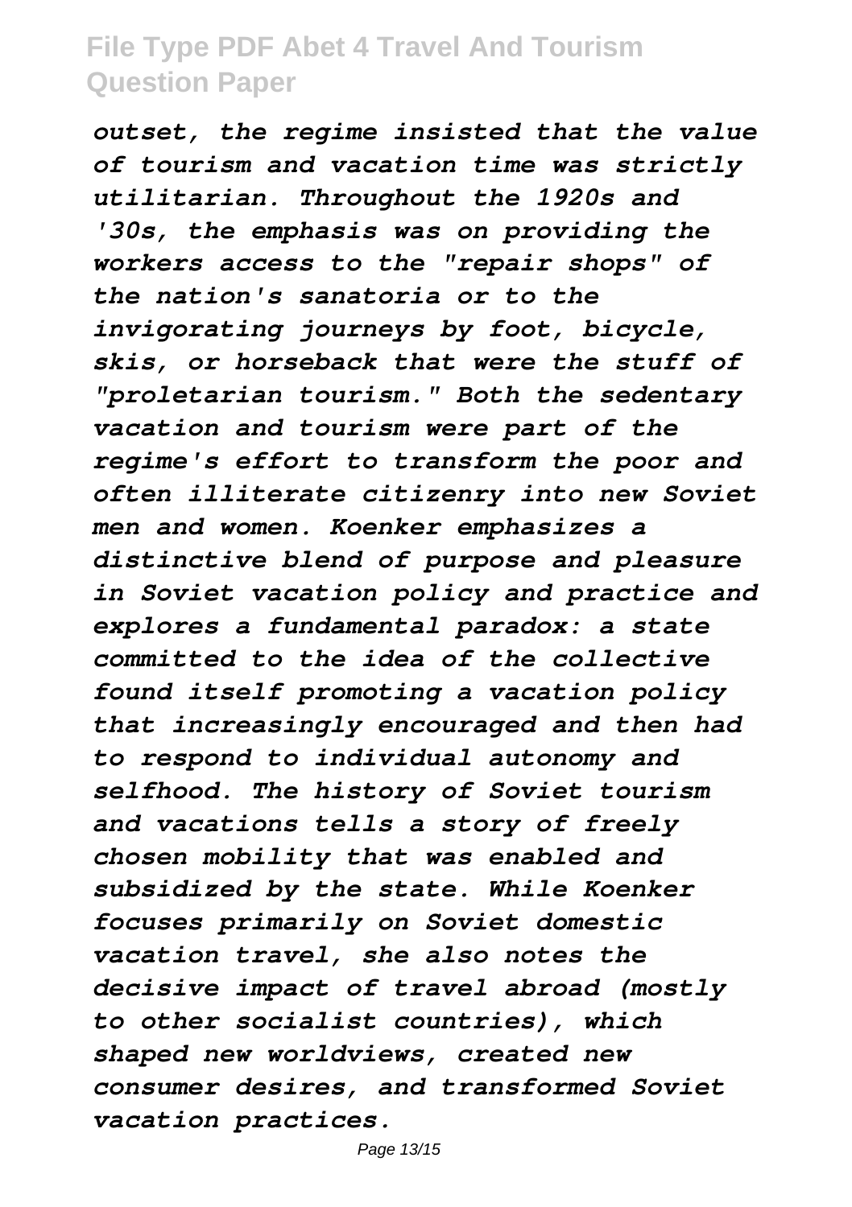*outset, the regime insisted that the value of tourism and vacation time was strictly utilitarian. Throughout the 1920s and '30s, the emphasis was on providing the workers access to the "repair shops" of the nation's sanatoria or to the invigorating journeys by foot, bicycle, skis, or horseback that were the stuff of "proletarian tourism." Both the sedentary vacation and tourism were part of the regime's effort to transform the poor and often illiterate citizenry into new Soviet men and women. Koenker emphasizes a distinctive blend of purpose and pleasure in Soviet vacation policy and practice and explores a fundamental paradox: a state committed to the idea of the collective found itself promoting a vacation policy that increasingly encouraged and then had to respond to individual autonomy and selfhood. The history of Soviet tourism and vacations tells a story of freely chosen mobility that was enabled and subsidized by the state. While Koenker focuses primarily on Soviet domestic vacation travel, she also notes the decisive impact of travel abroad (mostly to other socialist countries), which shaped new worldviews, created new consumer desires, and transformed Soviet vacation practices.*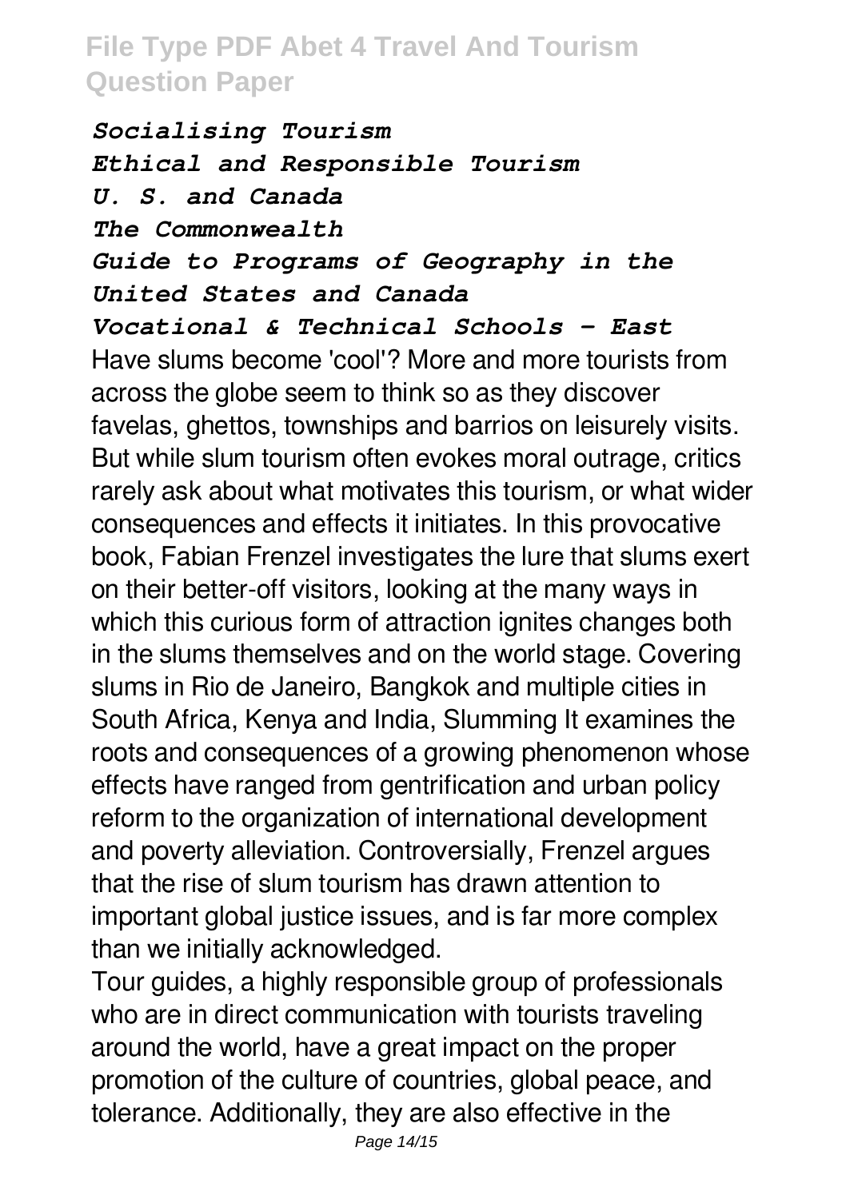*Socialising Tourism*
*Ethical and Responsible Tourism*
*U. S. and Canada*
*The Commonwealth*
*Guide to Programs of Geography in the United States and Canada*
*Vocational & Technical Schools - East*

Have slums become 'cool'? More and more tourists from across the globe seem to think so as they discover favelas, ghettos, townships and barrios on leisurely visits. But while slum tourism often evokes moral outrage, critics rarely ask about what motivates this tourism, or what wider consequences and effects it initiates. In this provocative book, Fabian Frenzel investigates the lure that slums exert on their better-off visitors, looking at the many ways in which this curious form of attraction ignites changes both in the slums themselves and on the world stage. Covering slums in Rio de Janeiro, Bangkok and multiple cities in South Africa, Kenya and India, Slumming It examines the roots and consequences of a growing phenomenon whose effects have ranged from gentrification and urban policy reform to the organization of international development and poverty alleviation. Controversially, Frenzel argues that the rise of slum tourism has drawn attention to important global justice issues, and is far more complex than we initially acknowledged.

Tour guides, a highly responsible group of professionals who are in direct communication with tourists traveling around the world, have a great impact on the proper promotion of the culture of countries, global peace, and tolerance. Additionally, they are also effective in the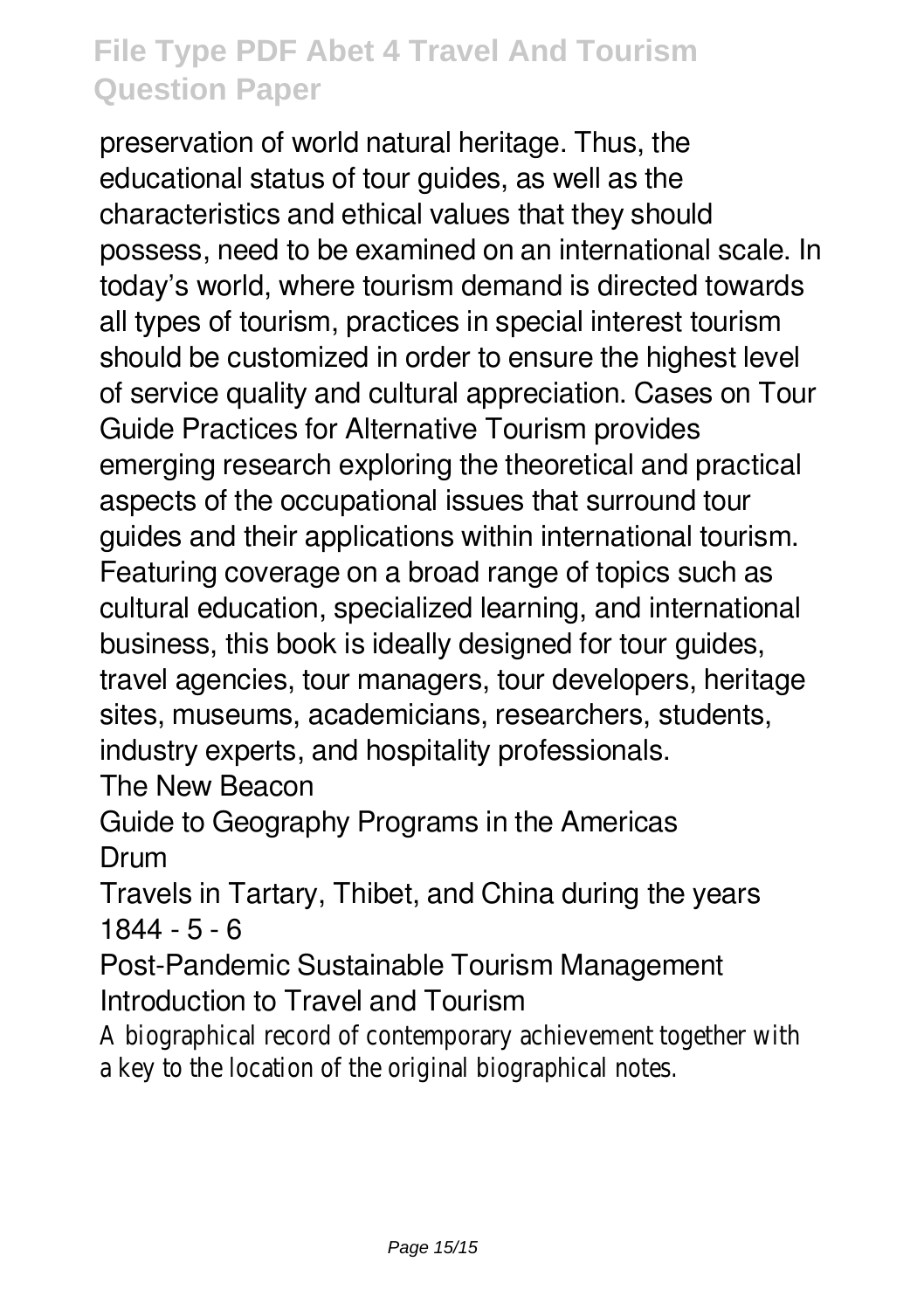preservation of world natural heritage. Thus, the educational status of tour guides, as well as the characteristics and ethical values that they should possess, need to be examined on an international scale. In today's world, where tourism demand is directed towards all types of tourism, practices in special interest tourism should be customized in order to ensure the highest level of service quality and cultural appreciation. Cases on Tour Guide Practices for Alternative Tourism provides emerging research exploring the theoretical and practical aspects of the occupational issues that surround tour guides and their applications within international tourism. Featuring coverage on a broad range of topics such as cultural education, specialized learning, and international business, this book is ideally designed for tour guides, travel agencies, tour managers, tour developers, heritage sites, museums, academicians, researchers, students, industry experts, and hospitality professionals.

The New Beacon

Guide to Geography Programs in the Americas

Drum

Travels in Tartary, Thibet, and China during the years 1844 - 5 - 6

Post-Pandemic Sustainable Tourism Management

Introduction to Travel and Tourism

A biographical record of contemporary achievement together with a key to the location of the original biographical notes.